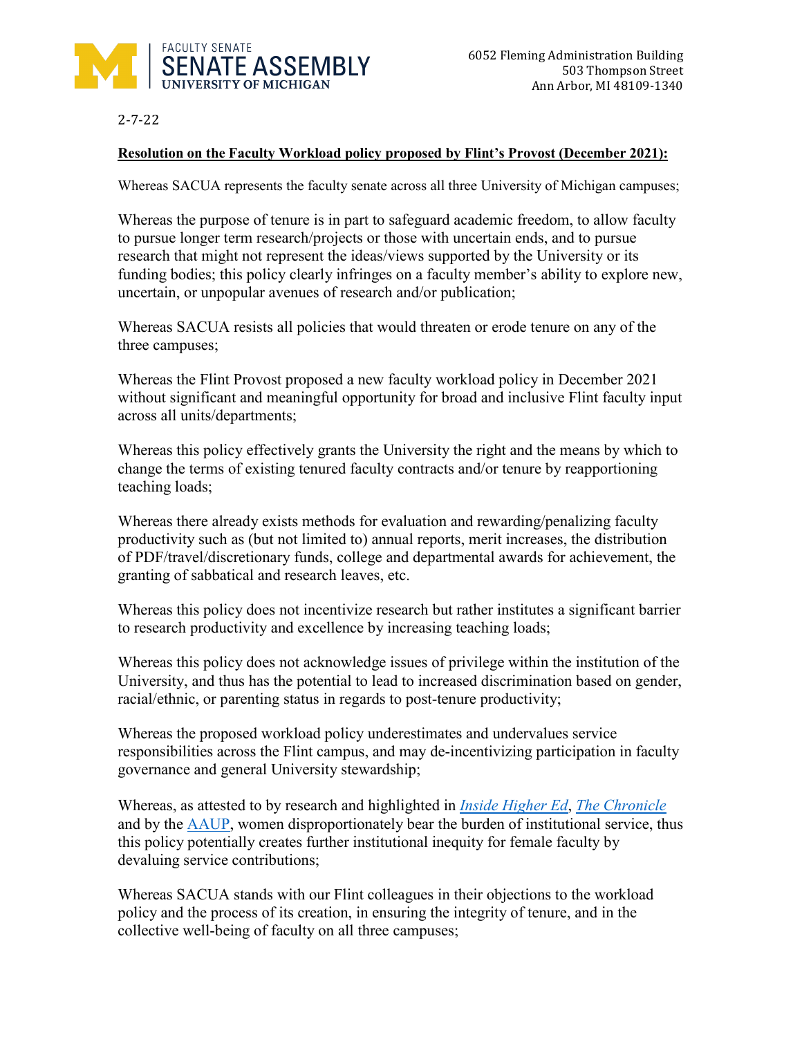FACULTY SENATE
SENATE ASSEMBLY
UNIVERSITY OF MICHIGAN

6052 Fleming Administration Building
503 Thompson Street
Ann Arbor, MI 48109-1340

2-7-22

**Resolution on the Faculty Workload policy proposed by Flint's Provost (December 2021):**

Whereas SACUA represents the faculty senate across all three University of Michigan campuses;

Whereas the purpose of tenure is in part to safeguard academic freedom, to allow faculty to pursue longer term research/projects or those with uncertain ends, and to pursue research that might not represent the ideas/views supported by the University or its funding bodies; this policy clearly infringes on a faculty member's ability to explore new, uncertain, or unpopular avenues of research and/or publication;

Whereas SACUA resists all policies that would threaten or erode tenure on any of the three campuses;

Whereas the Flint Provost proposed a new faculty workload policy in December 2021 without significant and meaningful opportunity for broad and inclusive Flint faculty input across all units/departments;

Whereas this policy effectively grants the University the right and the means by which to change the terms of existing tenured faculty contracts and/or tenure by reapportioning teaching loads;

Whereas there already exists methods for evaluation and rewarding/penalizing faculty productivity such as (but not limited to) annual reports, merit increases, the distribution of PDF/travel/discretionary funds, college and departmental awards for achievement, the granting of sabbatical and research leaves, etc.

Whereas this policy does not incentivize research but rather institutes a significant barrier to research productivity and excellence by increasing teaching loads;

Whereas this policy does not acknowledge issues of privilege within the institution of the University, and thus has the potential to lead to increased discrimination based on gender, racial/ethnic, or parenting status in regards to post-tenure productivity;

Whereas the proposed workload policy underestimates and undervalues service responsibilities across the Flint campus, and may de-incentivizing participation in faculty governance and general University stewardship;

Whereas, as attested to by research and highlighted in *Inside Higher Ed*, *The Chronicle* and by the AAUP, women disproportionately bear the burden of institutional service, thus this policy potentially creates further institutional inequity for female faculty by devaluing service contributions;

Whereas SACUA stands with our Flint colleagues in their objections to the workload policy and the process of its creation, in ensuring the integrity of tenure, and in the collective well-being of faculty on all three campuses;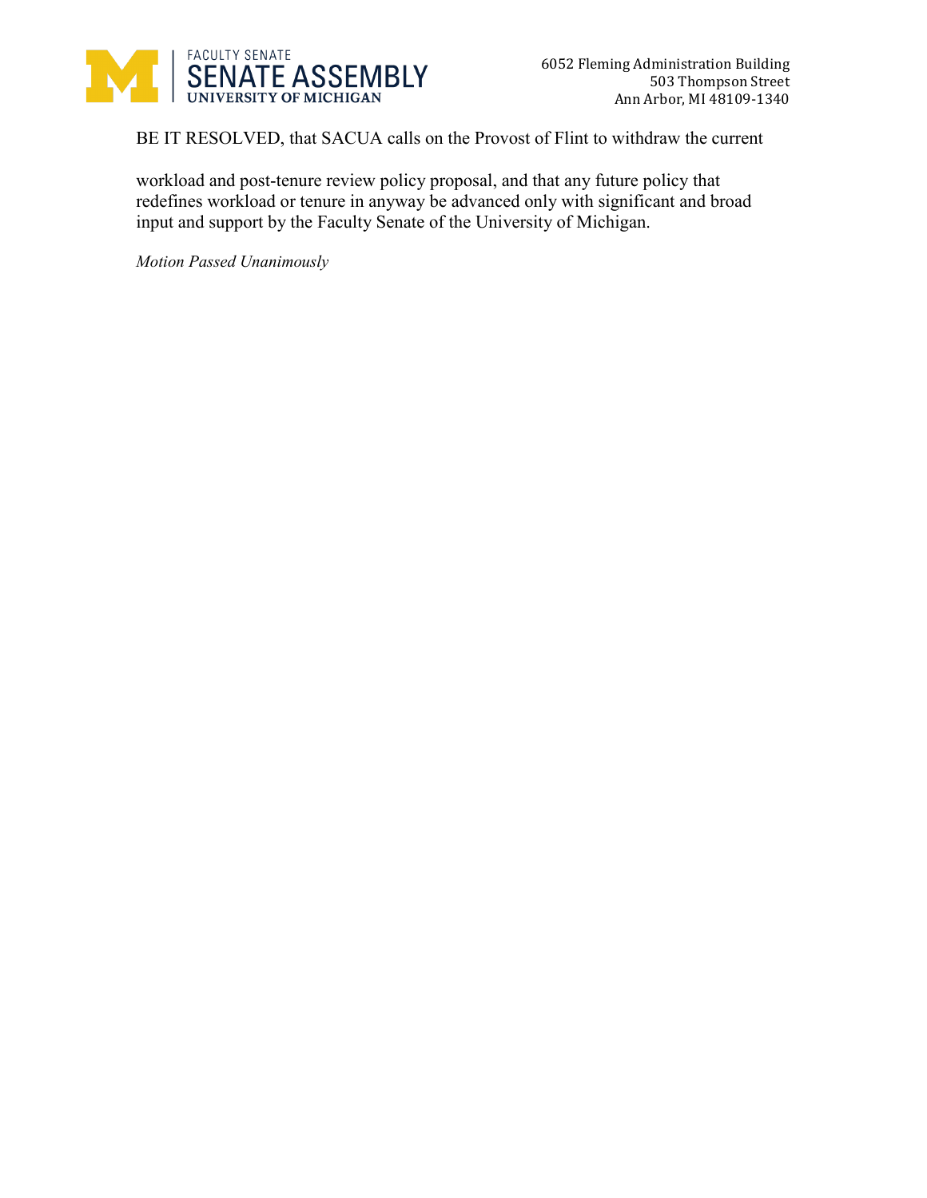BE IT RESOLVED, that SACUA calls on the Provost of Flint to withdraw the current workload and post-tenure review policy proposal, and that any future policy that redefines workload or tenure in anyway be advanced only with significant and broad input and support by the Faculty Senate of the University of Michigan.

*Motion Passed Unanimously*